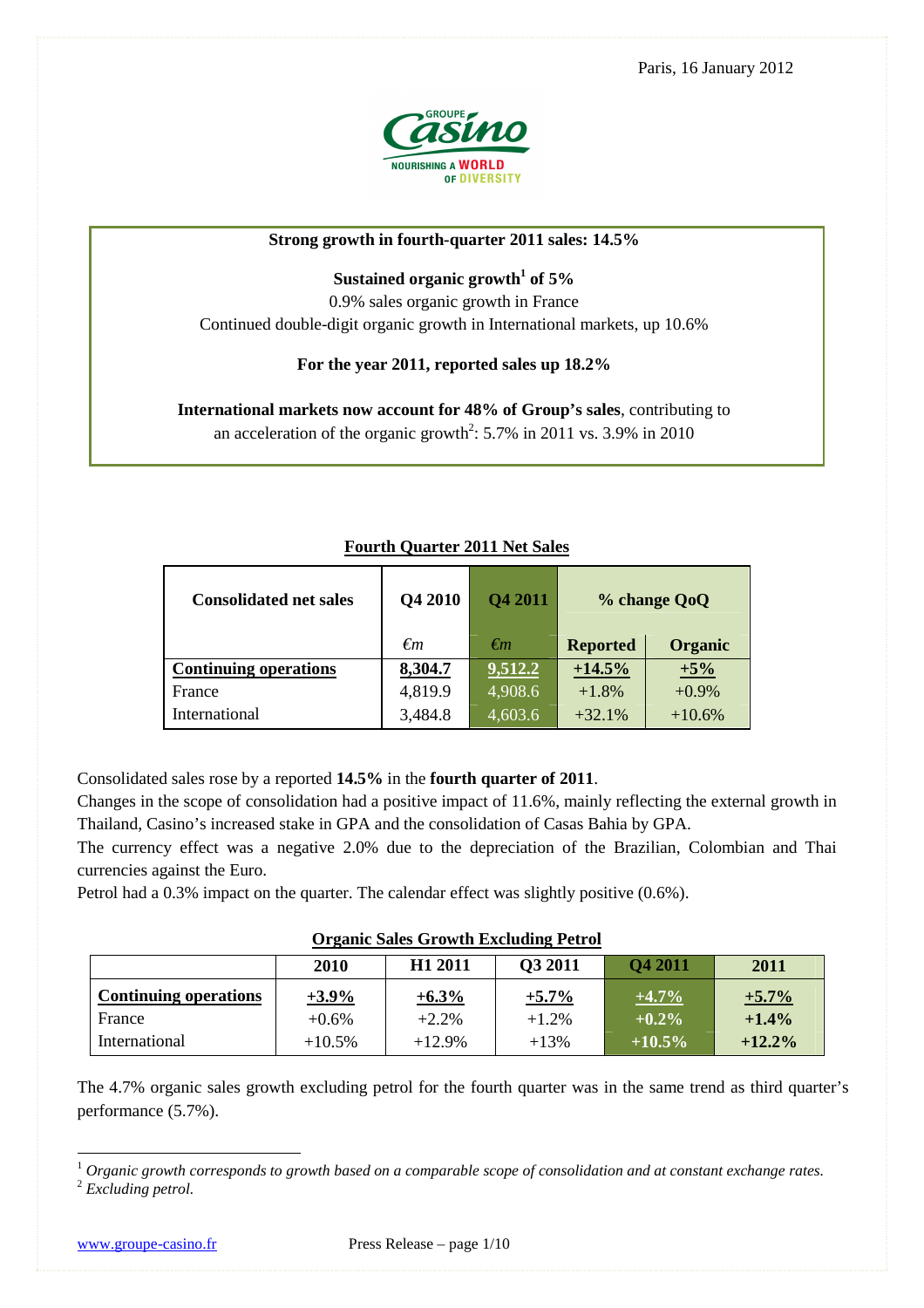Paris, 16 January 2012

**Strong growth in fourth-quarter 2011 sales: 14.5%**

**Sustained organic growth[1] of 5%**

0.9% sales organic growth in France

Continued double-digit organic growth in International markets, up 10.6%

**For the year 2011, reported sales up 18.2%**

**International markets now account for 48% of Group's sales**, contributing to an acceleration of the organic growth[2]: 5.7% in 2011 vs. 3.9% in 2010

**Fourth Quarter 2011 Net Sales**

| Consolidated net sales | Q4 2010 | Q4 2011 | % change QoQ | |
|---|---|---|---|---|
| | €m | €m | Reported | Organic |
| **Continuing operations** | **8,304.7** | **9,512.2** | **+14.5%** | **+5%** |
| France | 4,819.9 | 4,908.6 | +1.8% | +0.9% |
| International | 3,484.8 | 4,603.6 | +32.1% | +10.6% |

Consolidated sales rose by a reported **14.5%** in the **fourth quarter of 2011**.

Changes in the scope of consolidation had a positive impact of 11.6%, mainly reflecting the external growth in Thailand, Casino's increased stake in GPA and the consolidation of Casas Bahia by GPA.

The currency effect was a negative 2.0% due to the depreciation of the Brazilian, Colombian and Thai currencies against the Euro.

Petrol had a 0.3% impact on the quarter. The calendar effect was slightly positive (0.6%).

**Organic Sales Growth Excluding Petrol**

| | 2010 | H1 2011 | Q3 2011 | Q4 2011 | 2011 |
|---|---|---|---|---|---|
| **Continuing operations** | **+3.9%** | **+6.3%** | **+5.7%** | **+4.7%** | **+5.7%** |
| France | +0.6% | +2.2% | +1.2% | **+0.2%** | **+1.4%** |
| International | +10.5% | +12.9% | +13% | **+10.5%** | **+12.2%** |

The 4.7% organic sales growth excluding petrol for the fourth quarter was in the same trend as third quarter's performance (5.7%).

[1] *Organic growth corresponds to growth based on a comparable scope of consolidation and at constant exchange rates.*

[2] *Excluding petrol.*

www.groupe-casino.fr Press Release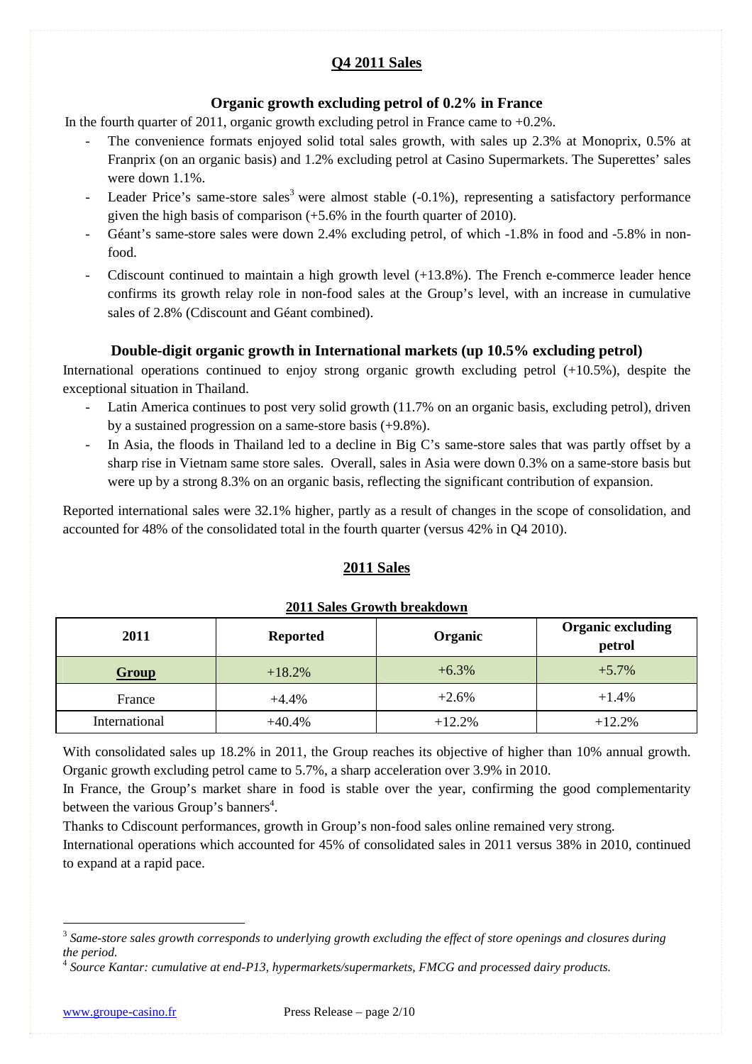## Q4 2011 Sales

### Organic growth excluding petrol of 0.2% in France

In the fourth quarter of 2011, organic growth excluding petrol in France came to +0.2%.

- The convenience formats enjoyed solid total sales growth, with sales up 2.3% at Monoprix, 0.5% at Franprix (on an organic basis) and 1.2% excluding petrol at Casino Supermarkets. The Superettes' sales were down 1.1%.
- Leader Price's same-store sales[3] were almost stable (-0.1%), representing a satisfactory performance given the high basis of comparison (+5.6% in the fourth quarter of 2010).
- Géant's same-store sales were down 2.4% excluding petrol, of which -1.8% in food and -5.8% in non-food.
- Cdiscount continued to maintain a high growth level (+13.8%). The French e-commerce leader hence confirms its growth relay role in non-food sales at the Group's level, with an increase in cumulative sales of 2.8% (Cdiscount and Géant combined).

### Double-digit organic growth in International markets (up 10.5% excluding petrol)

International operations continued to enjoy strong organic growth excluding petrol (+10.5%), despite the exceptional situation in Thailand.

- Latin America continues to post very solid growth (11.7% on an organic basis, excluding petrol), driven by a sustained progression on a same-store basis (+9.8%).
- In Asia, the floods in Thailand led to a decline in Big C's same-store sales that was partly offset by a sharp rise in Vietnam same store sales. Overall, sales in Asia were down 0.3% on a same-store basis but were up by a strong 8.3% on an organic basis, reflecting the significant contribution of expansion.

Reported international sales were 32.1% higher, partly as a result of changes in the scope of consolidation, and accounted for 48% of the consolidated total in the fourth quarter (versus 42% in Q4 2010).

## 2011 Sales

**2011 Sales Growth breakdown**

| 2011 | Reported | Organic | Organic excluding petrol |
|---|---|---|---|
| **Group** | +18.2% | +6.3% | +5.7% |
| France | +4.4% | +2.6% | +1.4% |
| International | +40.4% | +12.2% | +12.2% |

With consolidated sales up 18.2% in 2011, the Group reaches its objective of higher than 10% annual growth. Organic growth excluding petrol came to 5.7%, a sharp acceleration over 3.9% in 2010.

In France, the Group's market share in food is stable over the year, confirming the good complementarity between the various Group's banners[4].

Thanks to Cdiscount performances, growth in Group's non-food sales online remained very strong.

International operations which accounted for 45% of consolidated sales in 2011 versus 38% in 2010, continued to expand at a rapid pace.

---

[3] *Same-store sales growth corresponds to underlying growth excluding the effect of store openings and closures during the period.*

[4] *Source Kantar: cumulative at end-P13, hypermarkets/supermarkets, FMCG and processed dairy products.*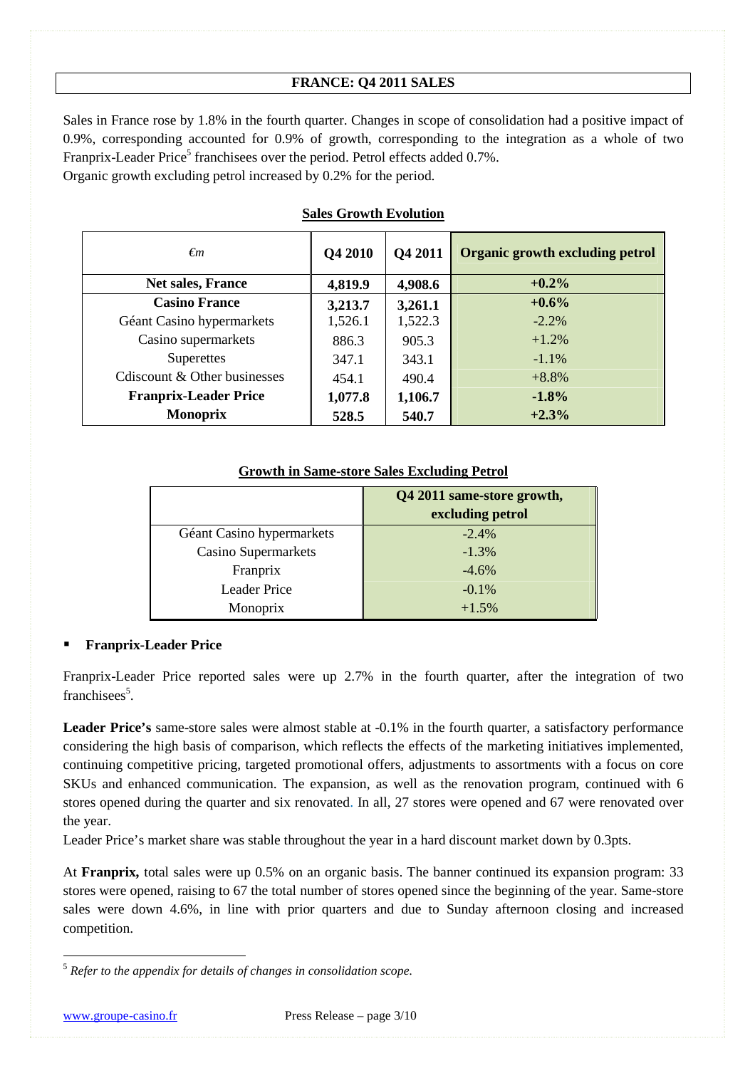## FRANCE: Q4 2011 SALES

Sales in France rose by 1.8% in the fourth quarter. Changes in scope of consolidation had a positive impact of 0.9%, corresponding accounted for 0.9% of growth, corresponding to the integration as a whole of two Franprix-Leader Price[5] franchisees over the period. Petrol effects added 0.7%.
Organic growth excluding petrol increased by 0.2% for the period.

**Sales Growth Evolution**

| *€m* | Q4 2010 | Q4 2011 | Organic growth excluding petrol |
|---|---|---|---|
| **Net sales, France** | **4,819.9** | **4,908.6** | **+0.2%** |
| **Casino France** | **3,213.7** | **3,261.1** | **+0.6%** |
| Géant Casino hypermarkets | 1,526.1 | 1,522.3 | -2.2% |
| Casino supermarkets | 886.3 | 905.3 | +1.2% |
| Superettes | 347.1 | 343.1 | -1.1% |
| Cdiscount & Other businesses | 454.1 | 490.4 | +8.8% |
| **Franprix-Leader Price** | **1,077.8** | **1,106.7** | **-1.8%** |
| **Monoprix** | **528.5** | **540.7** | **+2.3%** |

**Growth in Same-store Sales Excluding Petrol**

| | Q4 2011 same-store growth, excluding petrol |
|---|---|
| Géant Casino hypermarkets | -2.4% |
| Casino Supermarkets | -1.3% |
| Franprix | -4.6% |
| Leader Price | -0.1% |
| Monoprix | +1.5% |

- **Franprix-Leader Price**

Franprix-Leader Price reported sales were up 2.7% in the fourth quarter, after the integration of two franchisees[5].

**Leader Price's** same-store sales were almost stable at -0.1% in the fourth quarter, a satisfactory performance considering the high basis of comparison, which reflects the effects of the marketing initiatives implemented, continuing competitive pricing, targeted promotional offers, adjustments to assortments with a focus on core SKUs and enhanced communication. The expansion, as well as the renovation program, continued with 6 stores opened during the quarter and six renovated. In all, 27 stores were opened and 67 were renovated over the year.
Leader Price's market share was stable throughout the year in a hard discount market down by 0.3pts.

At **Franprix,** total sales were up 0.5% on an organic basis. The banner continued its expansion program: 33 stores were opened, raising to 67 the total number of stores opened since the beginning of the year. Same-store sales were down 4.6%, in line with prior quarters and due to Sunday afternoon closing and increased competition.

[5] *Refer to the appendix for details of changes in consolidation scope.*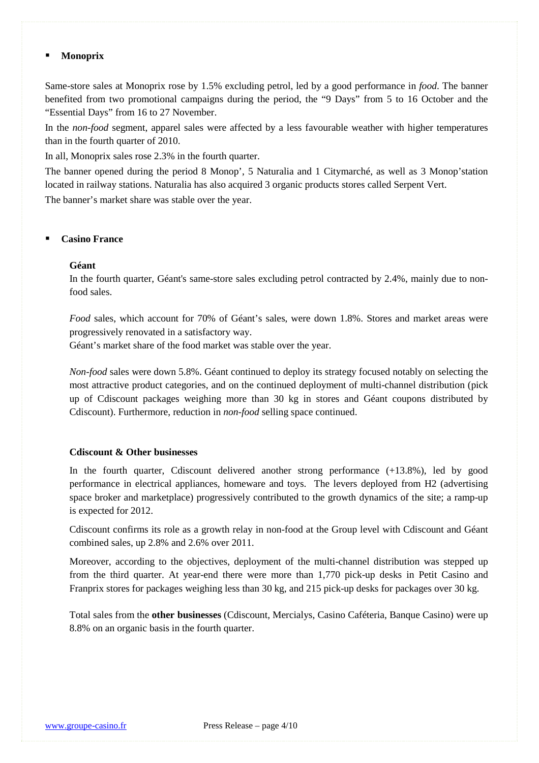- **Monoprix**

Same-store sales at Monoprix rose by 1.5% excluding petrol, led by a good performance in *food*. The banner benefited from two promotional campaigns during the period, the “9 Days” from 5 to 16 October and the “Essential Days” from 16 to 27 November.

In the *non-food* segment, apparel sales were affected by a less favourable weather with higher temperatures than in the fourth quarter of 2010.

In all, Monoprix sales rose 2.3% in the fourth quarter.

The banner opened during the period 8 Monop’, 5 Naturalia and 1 Citymarché, as well as 3 Monop’station located in railway stations. Naturalia has also acquired 3 organic products stores called Serpent Vert.

The banner’s market share was stable over the year.

- **Casino France**

**Géant**

In the fourth quarter, Géant's same-store sales excluding petrol contracted by 2.4%, mainly due to non-food sales.

*Food* sales, which account for 70% of Géant’s sales, were down 1.8%. Stores and market areas were progressively renovated in a satisfactory way.

Géant’s market share of the food market was stable over the year.

*Non-food* sales were down 5.8%. Géant continued to deploy its strategy focused notably on selecting the most attractive product categories, and on the continued deployment of multi-channel distribution (pick up of Cdiscount packages weighing more than 30 kg in stores and Géant coupons distributed by Cdiscount). Furthermore, reduction in *non-food* selling space continued.

**Cdiscount & Other businesses**

In the fourth quarter, Cdiscount delivered another strong performance (+13.8%), led by good performance in electrical appliances, homeware and toys. The levers deployed from H2 (advertising space broker and marketplace) progressively contributed to the growth dynamics of the site; a ramp-up is expected for 2012.

Cdiscount confirms its role as a growth relay in non-food at the Group level with Cdiscount and Géant combined sales, up 2.8% and 2.6% over 2011.

Moreover, according to the objectives, deployment of the multi-channel distribution was stepped up from the third quarter. At year-end there were more than 1,770 pick-up desks in Petit Casino and Franprix stores for packages weighing less than 30 kg, and 215 pick-up desks for packages over 30 kg.

Total sales from the **other businesses** (Cdiscount, Mercialys, Casino Caféteria, Banque Casino) were up 8.8% on an organic basis in the fourth quarter.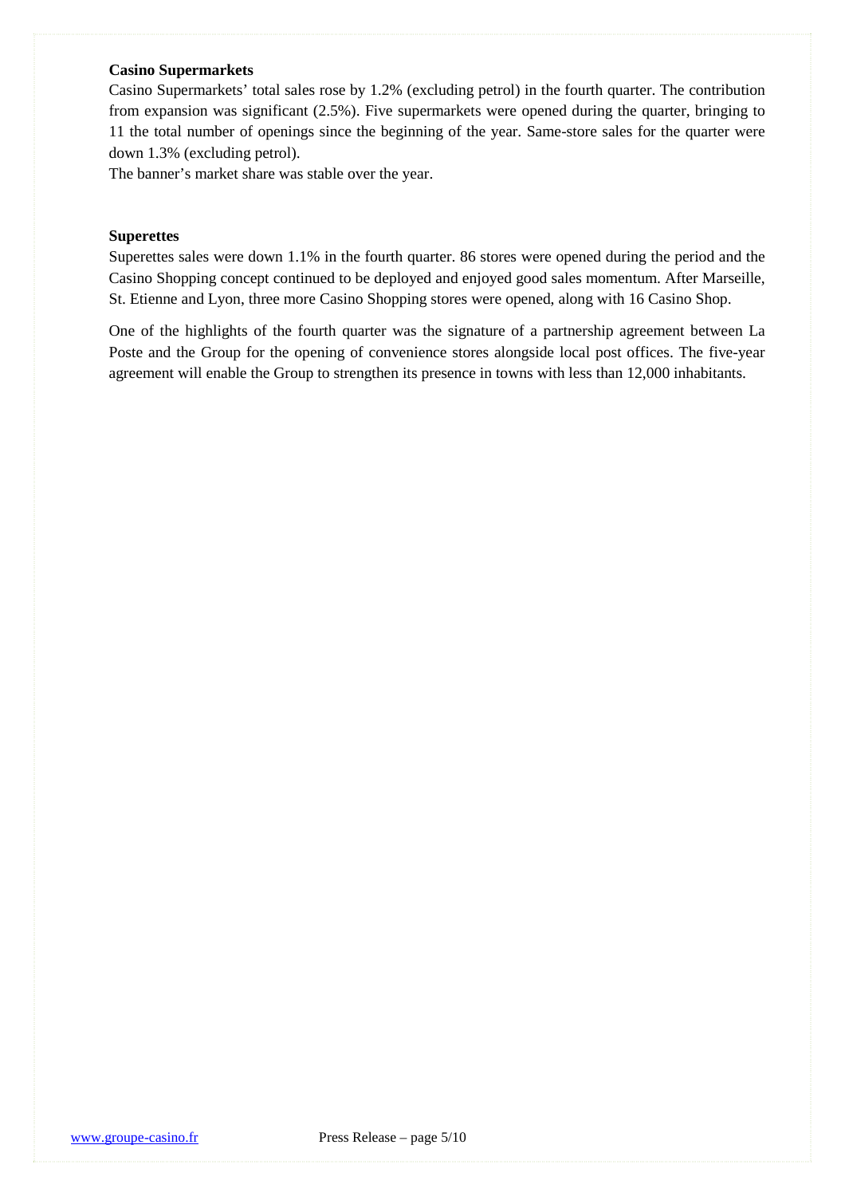**Casino Supermarkets**

Casino Supermarkets' total sales rose by 1.2% (excluding petrol) in the fourth quarter. The contribution from expansion was significant (2.5%). Five supermarkets were opened during the quarter, bringing to 11 the total number of openings since the beginning of the year. Same-store sales for the quarter were down 1.3% (excluding petrol).

The banner's market share was stable over the year.

**Superettes**

Superettes sales were down 1.1% in the fourth quarter. 86 stores were opened during the period and the Casino Shopping concept continued to be deployed and enjoyed good sales momentum. After Marseille, St. Etienne and Lyon, three more Casino Shopping stores were opened, along with 16 Casino Shop.

One of the highlights of the fourth quarter was the signature of a partnership agreement between La Poste and the Group for the opening of convenience stores alongside local post offices. The five-year agreement will enable the Group to strengthen its presence in towns with less than 12,000 inhabitants.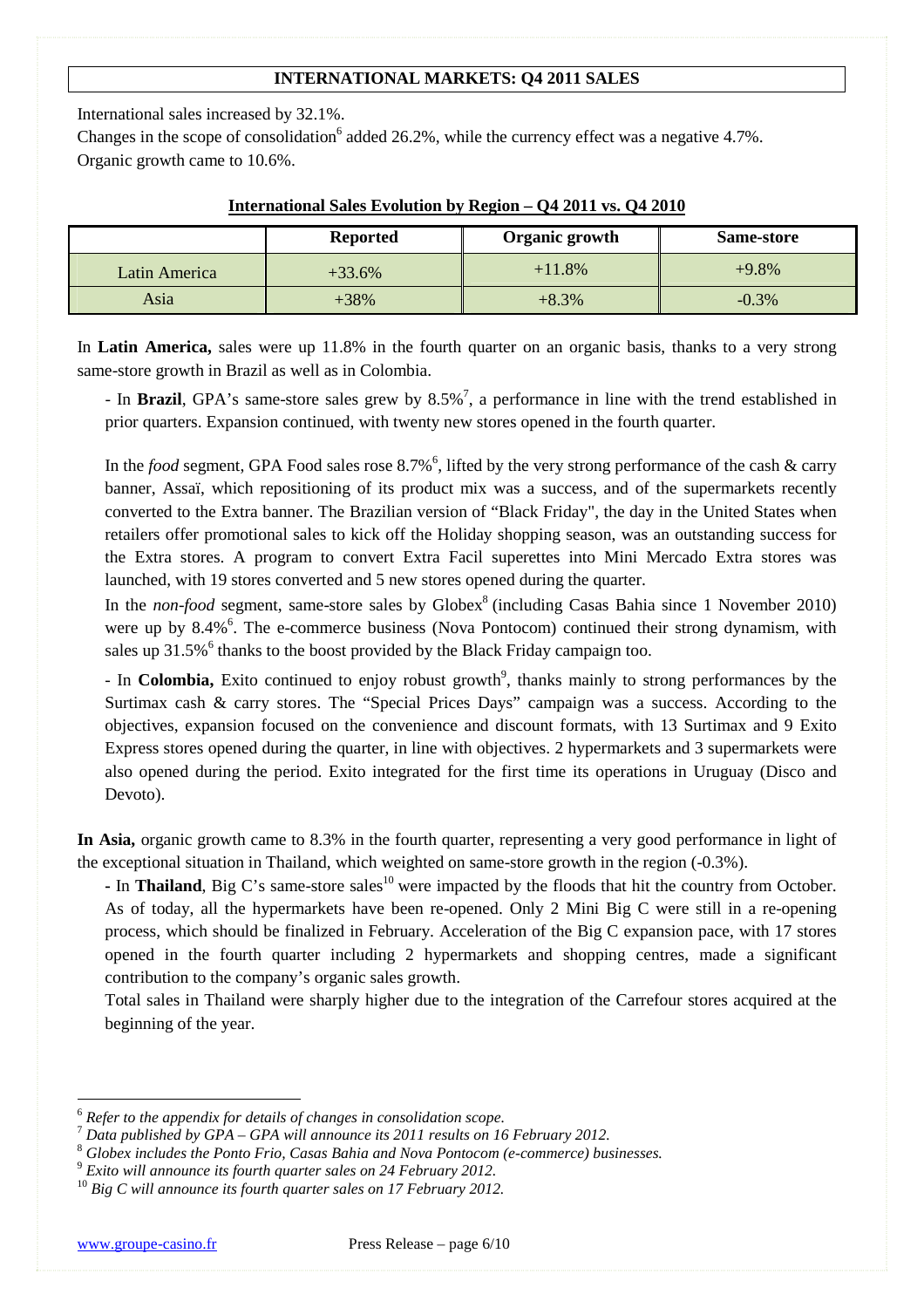## INTERNATIONAL MARKETS: Q4 2011 SALES

International sales increased by 32.1%.

Changes in the scope of consolidation[6] added 26.2%, while the currency effect was a negative 4.7%.

Organic growth came to 10.6%.

**International Sales Evolution by Region – Q4 2011 vs. Q4 2010**

| | Reported | Organic growth | Same-store |
|---|---|---|---|
| Latin America | +33.6% | +11.8% | +9.8% |
| Asia | +38% | +8.3% | -0.3% |

In **Latin America,** sales were up 11.8% in the fourth quarter on an organic basis, thanks to a very strong same-store growth in Brazil as well as in Colombia.

- In **Brazil**, GPA's same-store sales grew by 8.5%[7], a performance in line with the trend established in prior quarters. Expansion continued, with twenty new stores opened in the fourth quarter.

In the *food* segment, GPA Food sales rose 8.7%[6], lifted by the very strong performance of the cash & carry banner, Assaï, which repositioning of its product mix was a success, and of the supermarkets recently converted to the Extra banner. The Brazilian version of "Black Friday", the day in the United States when retailers offer promotional sales to kick off the Holiday shopping season, was an outstanding success for the Extra stores. A program to convert Extra Facil superettes into Mini Mercado Extra stores was launched, with 19 stores converted and 5 new stores opened during the quarter.

In the *non-food* segment, same-store sales by Globex[8] (including Casas Bahia since 1 November 2010) were up by 8.4%[6]. The e-commerce business (Nova Pontocom) continued their strong dynamism, with sales up 31.5%[6] thanks to the boost provided by the Black Friday campaign too.

- In **Colombia,** Exito continued to enjoy robust growth[9], thanks mainly to strong performances by the Surtimax cash & carry stores. The "Special Prices Days" campaign was a success. According to the objectives, expansion focused on the convenience and discount formats, with 13 Surtimax and 9 Exito Express stores opened during the quarter, in line with objectives. 2 hypermarkets and 3 supermarkets were also opened during the period. Exito integrated for the first time its operations in Uruguay (Disco and Devoto).

**In Asia,** organic growth came to 8.3% in the fourth quarter, representing a very good performance in light of the exceptional situation in Thailand, which weighted on same-store growth in the region (-0.3%).

**-** In **Thailand**, Big C's same-store sales[10] were impacted by the floods that hit the country from October. As of today, all the hypermarkets have been re-opened. Only 2 Mini Big C were still in a re-opening process, which should be finalized in February. Acceleration of the Big C expansion pace, with 17 stores opened in the fourth quarter including 2 hypermarkets and shopping centres, made a significant contribution to the company's organic sales growth.

Total sales in Thailand were sharply higher due to the integration of the Carrefour stores acquired at the beginning of the year.

---

[6] *Refer to the appendix for details of changes in consolidation scope.*

[7] *Data published by GPA – GPA will announce its 2011 results on 16 February 2012.*

[8] *Globex includes the Ponto Frio, Casas Bahia and Nova Pontocom (e-commerce) businesses.*

[9] *Exito will announce its fourth quarter sales on 24 February 2012.*

[10] *Big C will announce its fourth quarter sales on 17 February 2012.*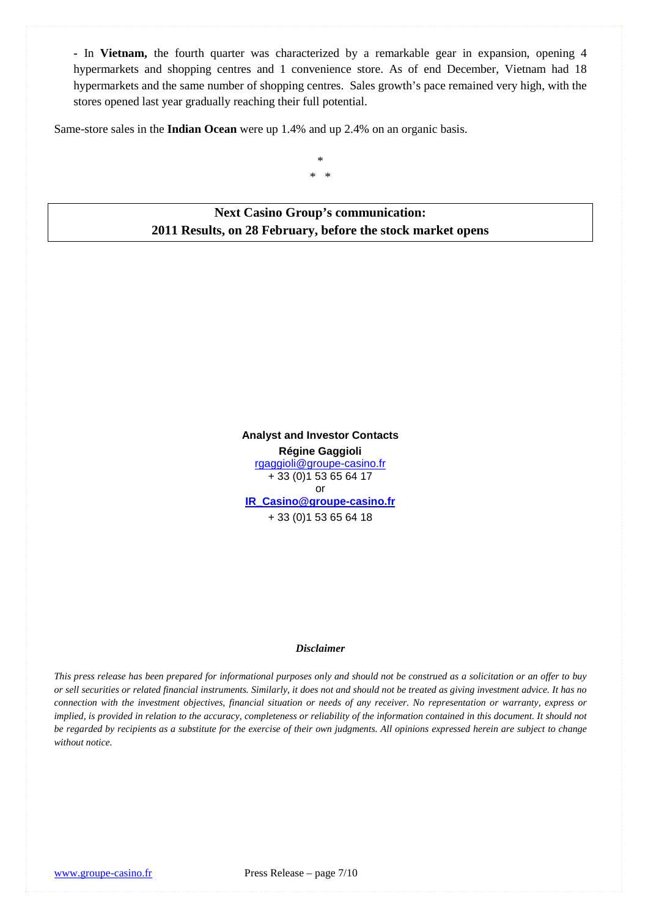- In **Vietnam,** the fourth quarter was characterized by a remarkable gear in expansion, opening 4 hypermarkets and shopping centres and 1 convenience store. As of end December, Vietnam had 18 hypermarkets and the same number of shopping centres. Sales growth's pace remained very high, with the stores opened last year gradually reaching their full potential.

Same-store sales in the **Indian Ocean** were up 1.4% and up 2.4% on an organic basis.

\*
\* \*

**Next Casino Group's communication:**
**2011 Results, on 28 February, before the stock market opens**

**Analyst and Investor Contacts**
**Régine Gaggioli**
rgaggioli@groupe-casino.fr
+ 33 (0)1 53 65 64 17
or
**IR_Casino@groupe-casino.fr**
+ 33 (0)1 53 65 64 18

***Disclaimer***

*This press release has been prepared for informational purposes only and should not be construed as a solicitation or an offer to buy or sell securities or related financial instruments. Similarly, it does not and should not be treated as giving investment advice. It has no connection with the investment objectives, financial situation or needs of any receiver. No representation or warranty, express or implied, is provided in relation to the accuracy, completeness or reliability of the information contained in this document. It should not be regarded by recipients as a substitute for the exercise of their own judgments. All opinions expressed herein are subject to change without notice.*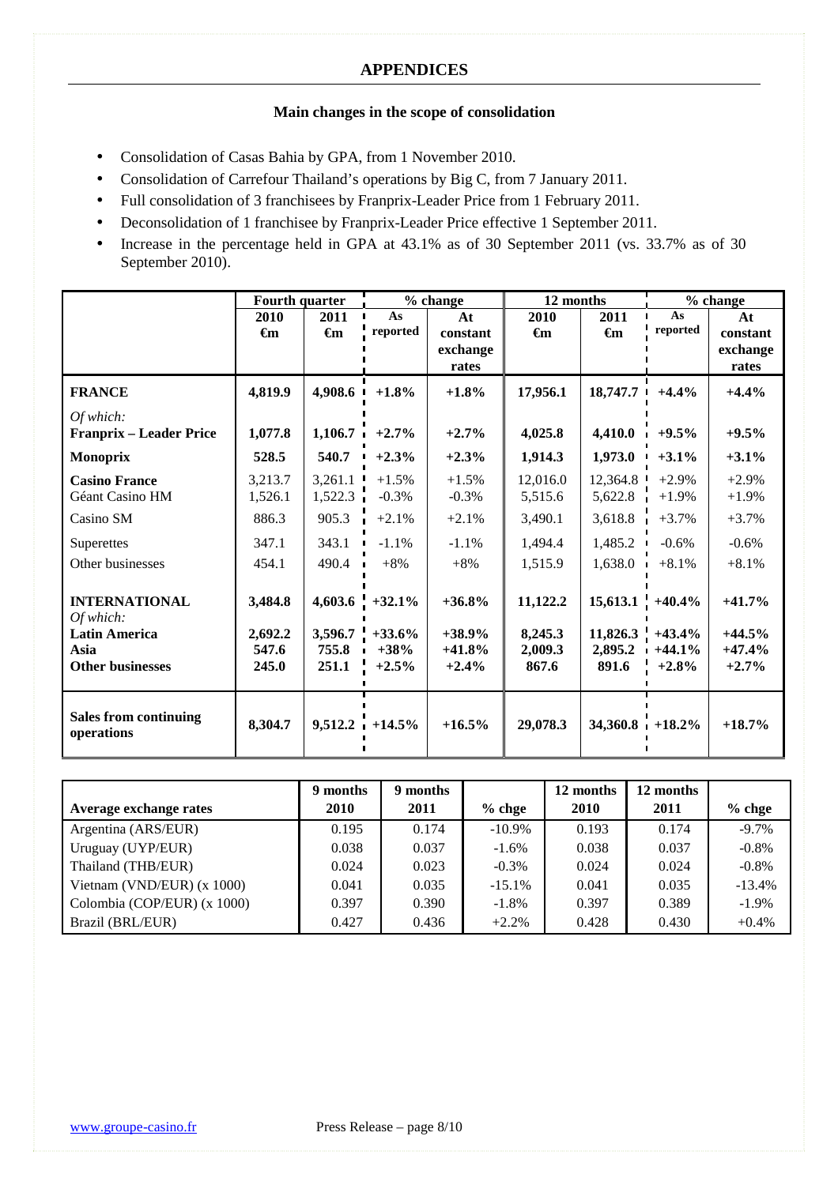## APPENDICES

### Main changes in the scope of consolidation

- Consolidation of Casas Bahia by GPA, from 1 November 2010.
- Consolidation of Carrefour Thailand's operations by Big C, from 7 January 2011.
- Full consolidation of 3 franchisees by Franprix-Leader Price from 1 February 2011.
- Deconsolidation of 1 franchisee by Franprix-Leader Price effective 1 September 2011.
- Increase in the percentage held in GPA at 43.1% as of 30 September 2011 (vs. 33.7% as of 30 September 2010).

| | Fourth quarter | | % change | | 12 months | | % change | |
|---|---|---|---|---|---|---|---|---|
| | 2010 €m | 2011 €m | As reported | At constant exchange rates | 2010 €m | 2011 €m | As reported | At constant exchange rates |
| **FRANCE** | **4,819.9** | **4,908.6** | **+1.8%** | **+1.8%** | **17,956.1** | **18,747.7** | **+4.4%** | **+4.4%** |
| *Of which:* | | | | | | | | |
| **Franprix – Leader Price** | **1,077.8** | **1,106.7** | **+2.7%** | **+2.7%** | **4,025.8** | **4,410.0** | **+9.5%** | **+9.5%** |
| **Monoprix** | **528.5** | **540.7** | **+2.3%** | **+2.3%** | **1,914.3** | **1,973.0** | **+3.1%** | **+3.1%** |
| **Casino France** | 3,213.7 | 3,261.1 | +1.5% | +1.5% | 12,016.0 | 12,364.8 | +2.9% | +2.9% |
| Géant Casino HM | 1,526.1 | 1,522.3 | -0.3% | -0.3% | 5,515.6 | 5,622.8 | +1.9% | +1.9% |
| Casino SM | 886.3 | 905.3 | +2.1% | +2.1% | 3,490.1 | 3,618.8 | +3.7% | +3.7% |
| Superettes | 347.1 | 343.1 | -1.1% | -1.1% | 1,494.4 | 1,485.2 | -0.6% | -0.6% |
| Other businesses | 454.1 | 490.4 | +8% | +8% | 1,515.9 | 1,638.0 | +8.1% | +8.1% |
| **INTERNATIONAL** | **3,484.8** | **4,603.6** | **+32.1%** | **+36.8%** | **11,122.2** | **15,613.1** | **+40.4%** | **+41.7%** |
| *Of which:* | | | | | | | | |
| **Latin America** | **2,692.2** | **3,596.7** | **+33.6%** | **+38.9%** | **8,245.3** | **11,826.3** | **+43.4%** | **+44.5%** |
| **Asia** | **547.6** | **755.8** | **+38%** | **+41.8%** | **2,009.3** | **2,895.2** | **+44.1%** | **+47.4%** |
| **Other businesses** | **245.0** | **251.1** | **+2.5%** | **+2.4%** | **867.6** | **891.6** | **+2.8%** | **+2.7%** |
| **Sales from continuing operations** | **8,304.7** | **9,512.2** | **+14.5%** | **+16.5%** | **29,078.3** | **34,360.8** | **+18.2%** | **+18.7%** |

| Average exchange rates | 9 months 2010 | 9 months 2011 | % chge | 12 months 2010 | 12 months 2011 | % chge |
|---|---|---|---|---|---|---|
| Argentina (ARS/EUR) | 0.195 | 0.174 | -10.9% | 0.193 | 0.174 | -9.7% |
| Uruguay (UYP/EUR) | 0.038 | 0.037 | -1.6% | 0.038 | 0.037 | -0.8% |
| Thailand (THB/EUR) | 0.024 | 0.023 | -0.3% | 0.024 | 0.024 | -0.8% |
| Vietnam (VND/EUR) (x 1000) | 0.041 | 0.035 | -15.1% | 0.041 | 0.035 | -13.4% |
| Colombia (COP/EUR) (x 1000) | 0.397 | 0.390 | -1.8% | 0.397 | 0.389 | -1.9% |
| Brazil (BRL/EUR) | 0.427 | 0.436 | +2.2% | 0.428 | 0.430 | +0.4% |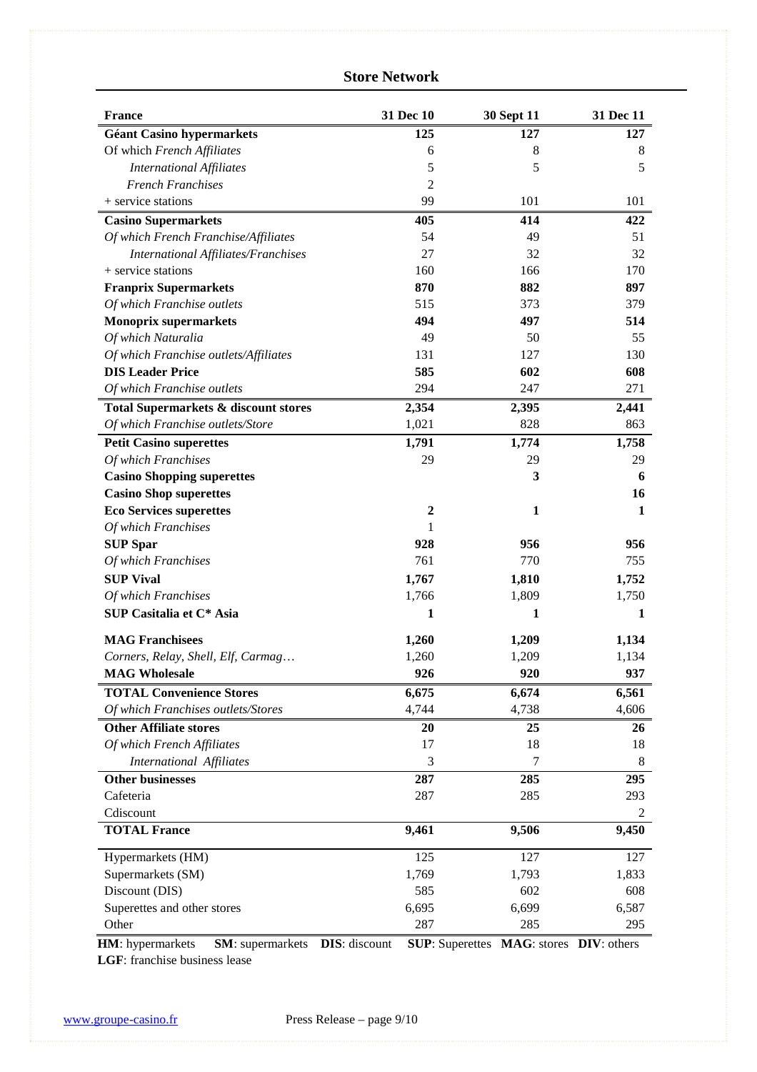## Store Network

| France | 31 Dec 10 | 30 Sept 11 | 31 Dec 11 |
|---|---|---|---|
| **Géant Casino hypermarkets** | **125** | **127** | **127** |
| Of which *French Affiliates* | 6 | 8 | 8 |
| *International Affiliates* | 5 | 5 | 5 |
| *French Franchises* | 2 | | |
| + service stations | 99 | 101 | 101 |
| **Casino Supermarkets** | **405** | **414** | **422** |
| *Of which French Franchise/Affiliates* | 54 | 49 | 51 |
| *International Affiliates/Franchises* | 27 | 32 | 32 |
| + service stations | 160 | 166 | 170 |
| **Franprix Supermarkets** | **870** | **882** | **897** |
| *Of which Franchise outlets* | 515 | 373 | 379 |
| **Monoprix supermarkets** | **494** | **497** | **514** |
| *Of which Naturalia* | 49 | 50 | 55 |
| *Of which Franchise outlets/Affiliates* | 131 | 127 | 130 |
| **DIS Leader Price** | **585** | **602** | **608** |
| *Of which Franchise outlets* | 294 | 247 | 271 |
| **Total Supermarkets & discount stores** | **2,354** | **2,395** | **2,441** |
| *Of which Franchise outlets/Store* | 1,021 | 828 | 863 |
| **Petit Casino superettes** | **1,791** | **1,774** | **1,758** |
| *Of which Franchises* | 29 | 29 | 29 |
| **Casino Shopping superettes** | | **3** | **6** |
| **Casino Shop superettes** | | | **16** |
| **Eco Services superettes** | **2** | **1** | **1** |
| *Of which Franchises* | 1 | | |
| **SUP Spar** | **928** | **956** | **956** |
| *Of which Franchises* | 761 | 770 | 755 |
| **SUP Vival** | **1,767** | **1,810** | **1,752** |
| *Of which Franchises* | 1,766 | 1,809 | 1,750 |
| **SUP Casitalia et C* Asia** | **1** | **1** | **1** |
| **MAG Franchisees** | **1,260** | **1,209** | **1,134** |
| *Corners, Relay, Shell, Elf, Carmag…* | 1,260 | 1,209 | 1,134 |
| **MAG Wholesale** | **926** | **920** | **937** |
| **TOTAL Convenience Stores** | **6,675** | **6,674** | **6,561** |
| *Of which Franchises outlets/Stores* | 4,744 | 4,738 | 4,606 |
| **Other Affiliate stores** | **20** | **25** | **26** |
| *Of which French Affiliates* | 17 | 18 | 18 |
| *International Affiliates* | 3 | 7 | 8 |
| **Other businesses** | **287** | **285** | **295** |
| Cafeteria | 287 | 285 | 293 |
| Cdiscount | | | 2 |
| **TOTAL France** | **9,461** | **9,506** | **9,450** |
| Hypermarkets (HM) | 125 | 127 | 127 |
| Supermarkets (SM) | 1,769 | 1,793 | 1,833 |
| Discount (DIS) | 585 | 602 | 608 |
| Superettes and other stores | 6,695 | 6,699 | 6,587 |
| Other | 287 | 285 | 295 |

**HM**: hypermarkets **SM**: supermarkets **DIS**: discount **SUP**: Superettes **MAG**: stores **DIV**: others
**LGF**: franchise business lease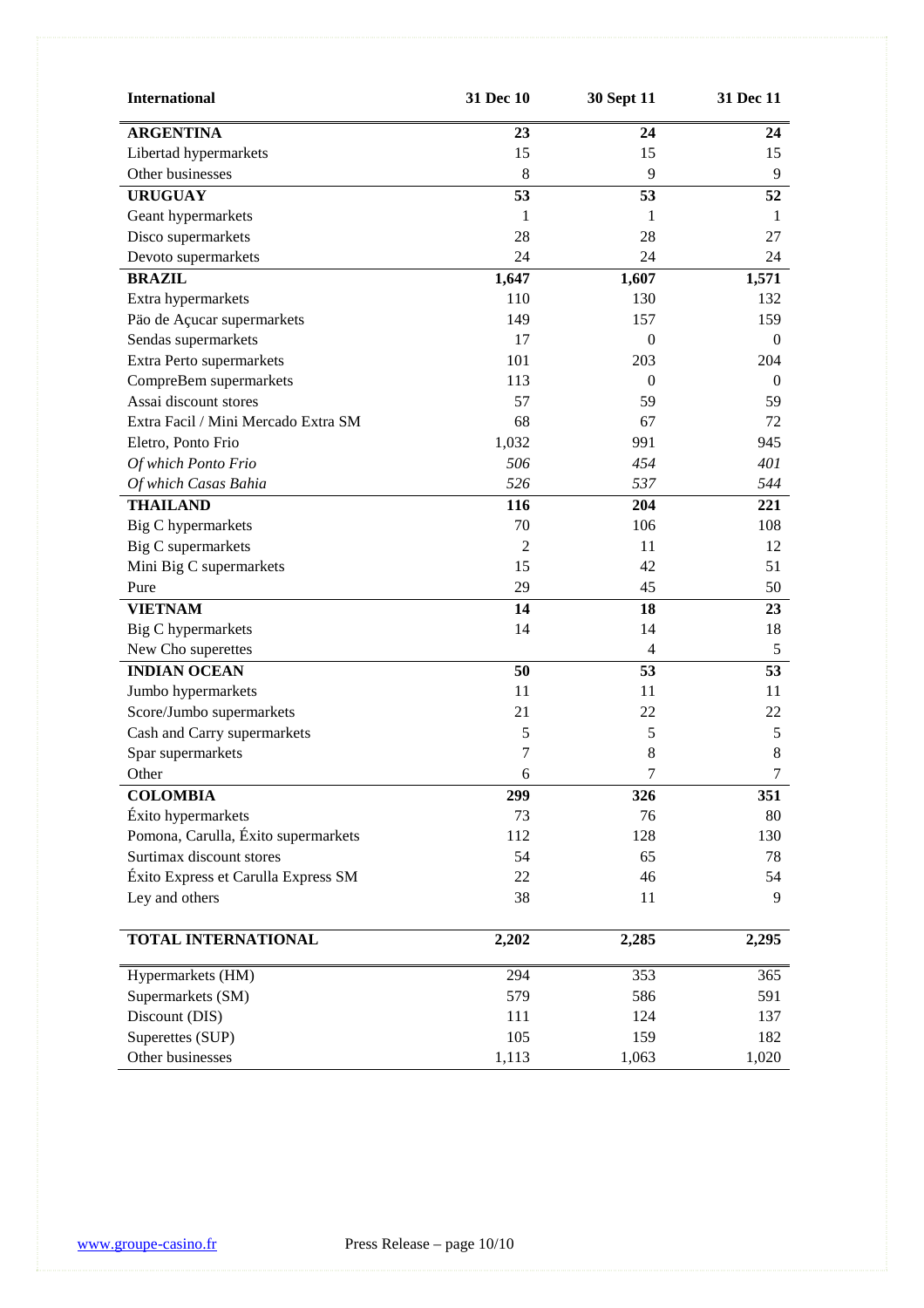| International | 31 Dec 10 | 30 Sept 11 | 31 Dec 11 |
|---|---|---|---|
| **ARGENTINA** | **23** | **24** | **24** |
| Libertad hypermarkets | 15 | 15 | 15 |
| Other businesses | 8 | 9 | 9 |
| **URUGUAY** | **53** | **53** | **52** |
| Geant hypermarkets | 1 | 1 | 1 |
| Disco supermarkets | 28 | 28 | 27 |
| Devoto supermarkets | 24 | 24 | 24 |
| **BRAZIL** | **1,647** | **1,607** | **1,571** |
| Extra hypermarkets | 110 | 130 | 132 |
| Päo de Açucar supermarkets | 149 | 157 | 159 |
| Sendas supermarkets | 17 | 0 | 0 |
| Extra Perto supermarkets | 101 | 203 | 204 |
| CompreBem supermarkets | 113 | 0 | 0 |
| Assai discount stores | 57 | 59 | 59 |
| Extra Facil / Mini Mercado Extra SM | 68 | 67 | 72 |
| Eletro, Ponto Frio | 1,032 | 991 | 945 |
| *Of which Ponto Frio* | *506* | *454* | *401* |
| *Of which Casas Bahia* | *526* | *537* | *544* |
| **THAILAND** | **116** | **204** | **221** |
| Big C hypermarkets | 70 | 106 | 108 |
| Big C supermarkets | 2 | 11 | 12 |
| Mini Big C supermarkets | 15 | 42 | 51 |
| Pure | 29 | 45 | 50 |
| **VIETNAM** | **14** | **18** | **23** |
| Big C hypermarkets | 14 | 14 | 18 |
| New Cho superettes | | 4 | 5 |
| **INDIAN OCEAN** | **50** | **53** | **53** |
| Jumbo hypermarkets | 11 | 11 | 11 |
| Score/Jumbo supermarkets | 21 | 22 | 22 |
| Cash and Carry supermarkets | 5 | 5 | 5 |
| Spar supermarkets | 7 | 8 | 8 |
| Other | 6 | 7 | 7 |
| **COLOMBIA** | **299** | **326** | **351** |
| Éxito hypermarkets | 73 | 76 | 80 |
| Pomona, Carulla, Éxito supermarkets | 112 | 128 | 130 |
| Surtimax discount stores | 54 | 65 | 78 |
| Éxito Express et Carulla Express SM | 22 | 46 | 54 |
| Ley and others | 38 | 11 | 9 |
| **TOTAL INTERNATIONAL** | **2,202** | **2,285** | **2,295** |
| Hypermarkets (HM) | 294 | 353 | 365 |
| Supermarkets (SM) | 579 | 586 | 591 |
| Discount (DIS) | 111 | 124 | 137 |
| Superettes (SUP) | 105 | 159 | 182 |
| Other businesses | 1,113 | 1,063 | 1,020 |

www.groupe-casino.fr Press Release – page 10/10